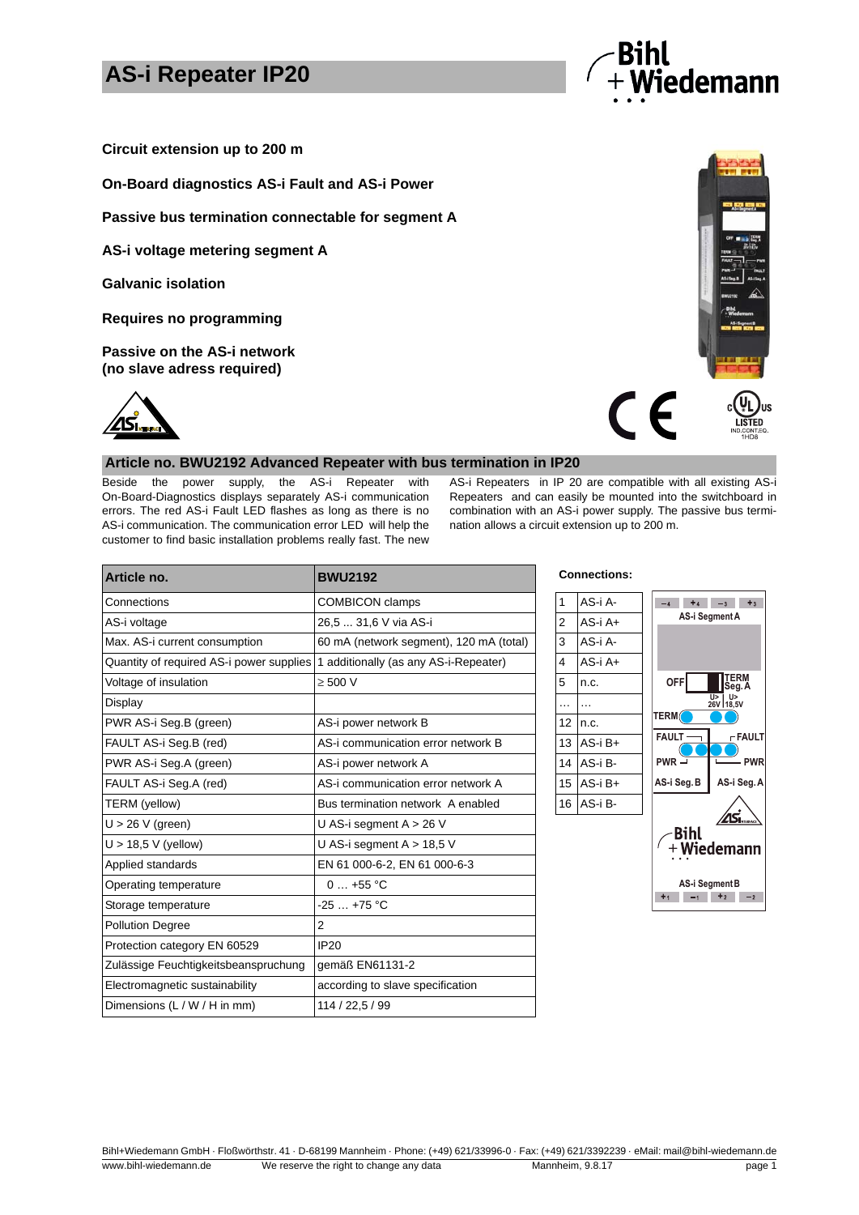# AS-i Repeater IP20

**Circuit extension up to 200 m**

**On-Board diagnostics AS-i Fault and AS-i Power**

**Passive bus termination connectable for segment A**

**AS-i voltage metering segment A**

**Galvanic isolation**

**Requires no programming**

**Passive on the AS-i network (no slave adress required)**

## Article no. BWU2192 Advanced Repeater with bus termination in IP20

Beside the power supply, the AS-i Repeater with On-Board-Diagnostics displays separately AS-i communication errors. The red AS-i Fault LED flashes as long as there is no AS-i communication. The communication error LED will help the customer to find basic installation problems really fast. The new AS-i Repeaters in IP 20 are compatible with all existing AS-i Repeaters and can easily be mounted into the switchboard in combination with an AS-i power supply. The passive bus termination allows a circuit extension up to 200 m.

| Article no. | BWU2192 |
|---|---|
| Connections | COMBICON clamps |
| AS-i voltage | 26,5 ... 31,6 V via AS-i |
| Max. AS-i current consumption | 60 mA (network segment), 120 mA (total) |
| Quantity of required AS-i power supplies | 1 additionally (as any AS-i-Repeater) |
| Voltage of insulation | ≥ 500 V |
| Display | |
| PWR AS-i Seg.B (green) | AS-i power network B |
| FAULT AS-i Seg.B (red) | AS-i communication error network B |
| PWR AS-i Seg.A (green) | AS-i power network A |
| FAULT AS-i Seg.A (red) | AS-i communication error network A |
| TERM (yellow) | Bus termination network A enabled |
| U > 26 V (green) | U AS-i segment A > 26 V |
| U > 18,5 V (yellow) | U AS-i segment A > 18,5 V |
| Applied standards | EN 61 000-6-2, EN 61 000-6-3 |
| Operating temperature | 0 … +55 °C |
| Storage temperature | -25 … +75 °C |
| Pollution Degree | 2 |
| Protection category EN 60529 | IP20 |
| Zulässige Feuchtigkeitsbeanspruchung | gemäß EN61131-2 |
| Electromagnetic sustainability | according to slave specification |
| Dimensions (L / W / H in mm) | 114 / 22,5 / 99 |

**Connections:**

| | |
|---|---|
| 1 | AS-i A- |
| 2 | AS-i A+ |
| 3 | AS-i A- |
| 4 | AS-i A+ |
| 5 | n.c. |
| … | … |
| 12 | n.c. |
| 13 | AS-i B+ |
| 14 | AS-i B- |
| 15 | AS-i B+ |
| 16 | AS-i B- |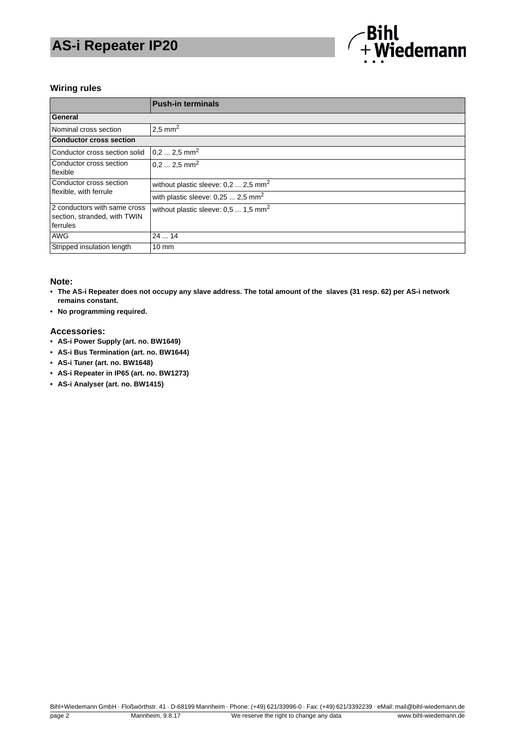### Wiring rules

| | Push-in terminals |
|---|---|
| **General** | |
| Nominal cross section | 2,5 mm$^2$ |
| **Conductor cross section** | |
| Conductor cross section solid | 0,2 ... 2,5 mm$^2$ |
| Conductor cross section flexible | 0,2 ... 2,5 mm$^2$ |
| Conductor cross section flexible, with ferrule | without plastic sleeve: 0,2 ... 2,5 mm$^2$ |
| | with plastic sleeve: 0,25 ... 2,5 mm$^2$ |
| 2 conductors with same cross section, stranded, with TWIN ferrules | without plastic sleeve: 0,5 ... 1,5 mm$^2$ |
| AWG | 24 ... 14 |
| Stripped insulation length | 10 mm |

### Note:

- **The AS-i Repeater does not occupy any slave address. The total amount of the slaves (31 resp. 62) per AS-i network remains constant.**
- **No programming required.**

### Accessories:

- **AS-i Power Supply (art. no. BW1649)**
- **AS-i Bus Termination (art. no. BW1644)**
- **AS-i Tuner (art. no. BW1648)**
- **AS-i Repeater in IP65 (art. no. BW1273)**
- **AS-i Analyser (art. no. BW1415)**

Bihl+Wiedemann GmbH · Floßwörthstr. 41 · D-68199 Mannheim · Phone: (+49) 621/33996-0 · Fax: (+49) 621/3392239 · eMail: mail@bihl-wiedemann.de

Mannheim, 9.8.17 We reserve the right to change any data www.bihl-wiedemann.de